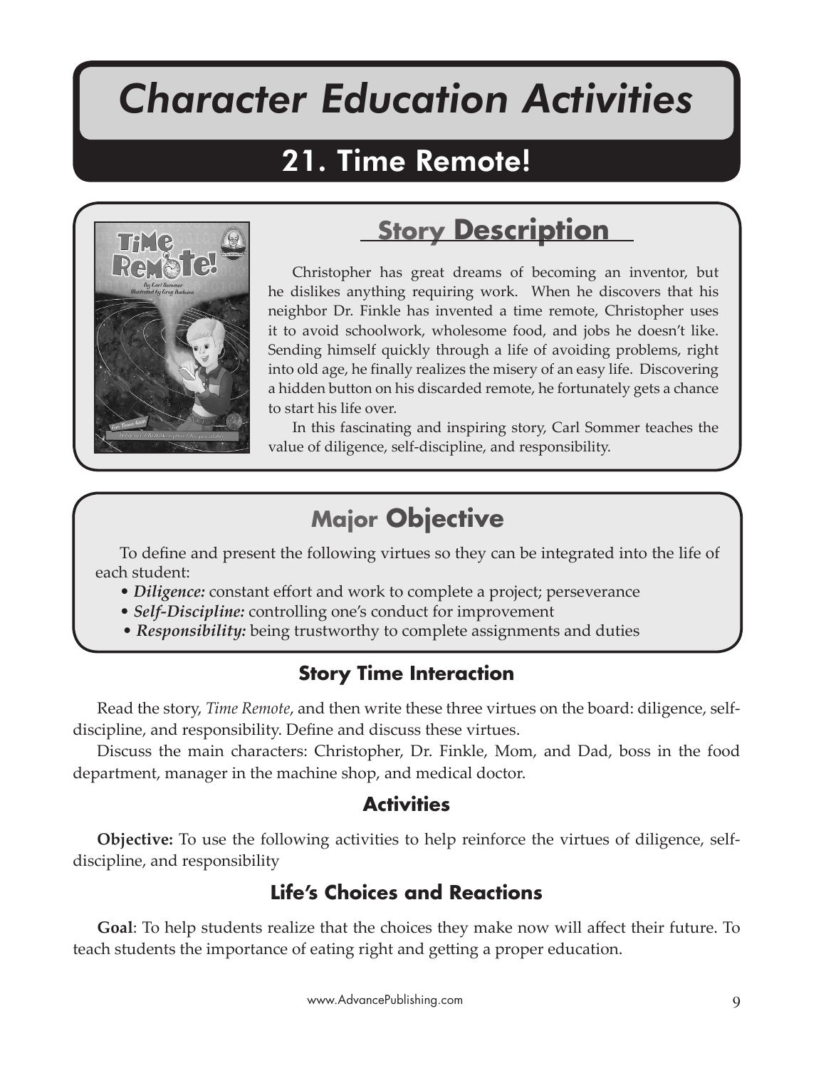# Character Education Activities

## 21. Time Remote!

## Story Description

Christopher has great dreams of becoming an inventor, but he dislikes anything requiring work. When he discovers that his neighbor Dr. Finkle has invented a time remote, Christopher uses it to avoid schoolwork, wholesome food, and jobs he doesn't like. Sending himself quickly through a life of avoiding problems, right into old age, he finally realizes the misery of an easy life. Discovering a hidden button on his discarded remote, he fortunately gets a chance to start his life over.

In this fascinating and inspiring story, Carl Sommer teaches the value of diligence, self-discipline, and responsibility.

## Major Objective

To define and present the following virtues so they can be integrated into the life of each student:

- ***Diligence:*** constant effort and work to complete a project; perseverance
- ***Self-Discipline:*** controlling one's conduct for improvement
- ***Responsibility:*** being trustworthy to complete assignments and duties

### Story Time Interaction

Read the story, *Time Remote*, and then write these three virtues on the board: diligence, self-discipline, and responsibility. Define and discuss these virtues.

Discuss the main characters: Christopher, Dr. Finkle, Mom, and Dad, boss in the food department, manager in the machine shop, and medical doctor.

### Activities

**Objective:** To use the following activities to help reinforce the virtues of diligence, self-discipline, and responsibility

### Life's Choices and Reactions

**Goal**: To help students realize that the choices they make now will affect their future. To teach students the importance of eating right and getting a proper education.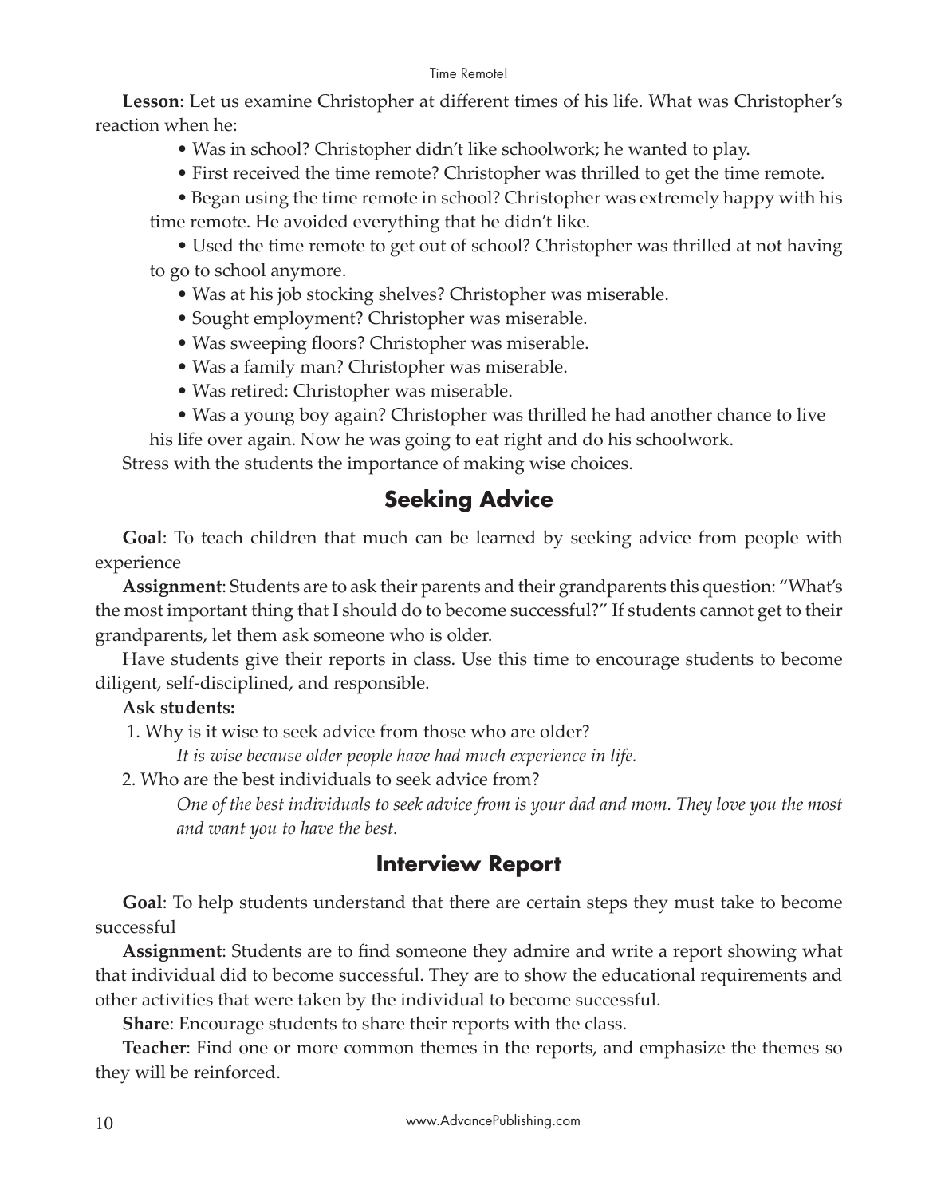**Lesson**: Let us examine Christopher at different times of his life. What was Christopher's reaction when he:

- Was in school? Christopher didn't like schoolwork; he wanted to play.
- First received the time remote? Christopher was thrilled to get the time remote.
- Began using the time remote in school? Christopher was extremely happy with his time remote. He avoided everything that he didn't like.
- Used the time remote to get out of school? Christopher was thrilled at not having to go to school anymore.
- Was at his job stocking shelves? Christopher was miserable.
- Sought employment? Christopher was miserable.
- Was sweeping floors? Christopher was miserable.
- Was a family man? Christopher was miserable.
- Was retired: Christopher was miserable.
- Was a young boy again? Christopher was thrilled he had another chance to live his life over again. Now he was going to eat right and do his schoolwork.

Stress with the students the importance of making wise choices.

## Seeking Advice

**Goal**: To teach children that much can be learned by seeking advice from people with experience

**Assignment**: Students are to ask their parents and their grandparents this question: "What's the most important thing that I should do to become successful?" If students cannot get to their grandparents, let them ask someone who is older.

Have students give their reports in class. Use this time to encourage students to become diligent, self-disciplined, and responsible.

**Ask students:**

1. Why is it wise to seek advice from those who are older?

   *It is wise because older people have had much experience in life.*

2. Who are the best individuals to seek advice from?

   *One of the best individuals to seek advice from is your dad and mom. They love you the most and want you to have the best.*

## Interview Report

**Goal**: To help students understand that there are certain steps they must take to become successful

**Assignment**: Students are to find someone they admire and write a report showing what that individual did to become successful. They are to show the educational requirements and other activities that were taken by the individual to become successful.

**Share**: Encourage students to share their reports with the class.

**Teacher**: Find one or more common themes in the reports, and emphasize the themes so they will be reinforced.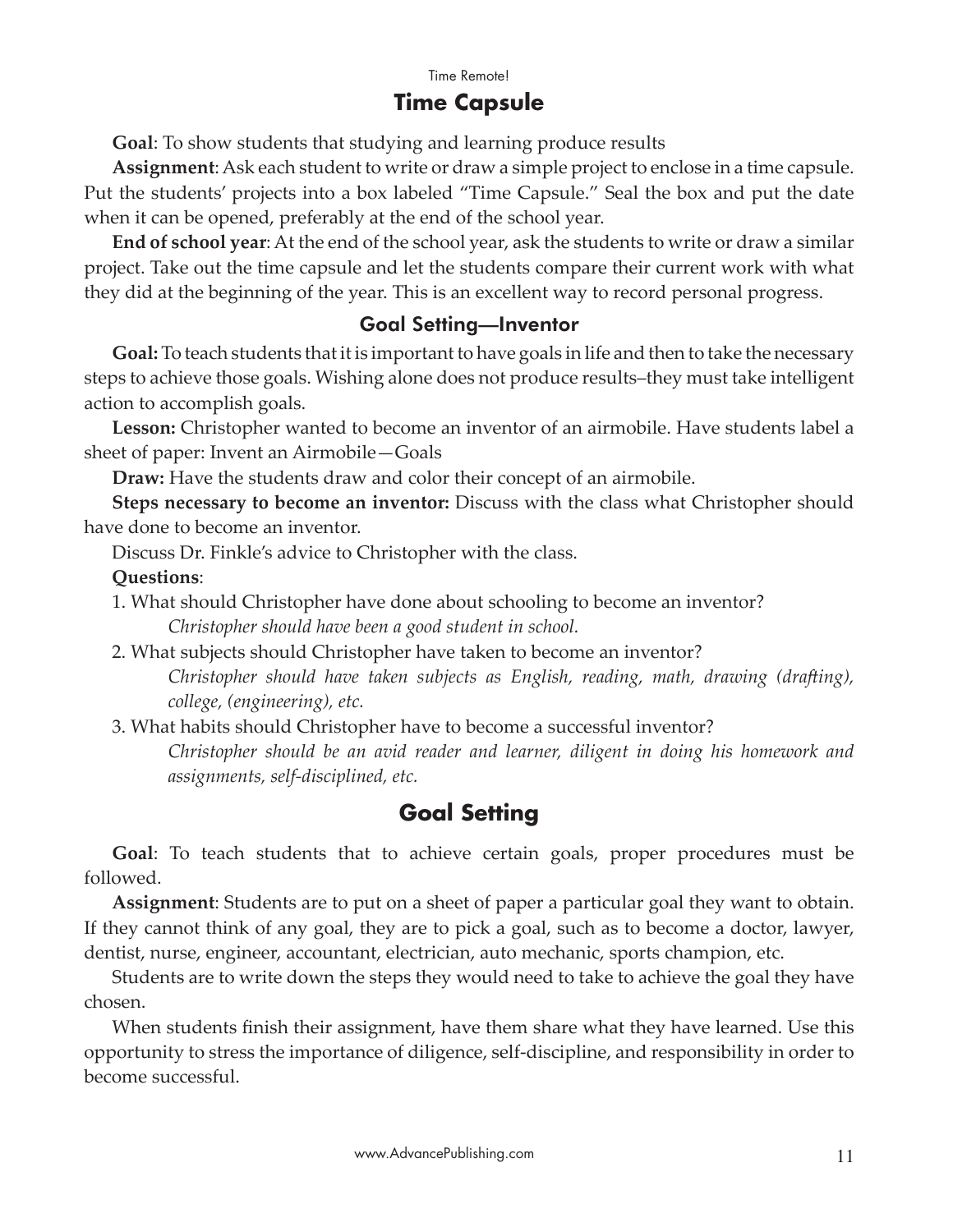## Time Capsule

**Goal**: To show students that studying and learning produce results

**Assignment**: Ask each student to write or draw a simple project to enclose in a time capsule. Put the students' projects into a box labeled "Time Capsule." Seal the box and put the date when it can be opened, preferably at the end of the school year.

**End of school year**: At the end of the school year, ask the students to write or draw a similar project. Take out the time capsule and let the students compare their current work with what they did at the beginning of the year. This is an excellent way to record personal progress.

### Goal Setting—Inventor

**Goal:** To teach students that it is important to have goals in life and then to take the necessary steps to achieve those goals. Wishing alone does not produce results–they must take intelligent action to accomplish goals.

**Lesson:** Christopher wanted to become an inventor of an airmobile. Have students label a sheet of paper: Invent an Airmobile—Goals

**Draw:** Have the students draw and color their concept of an airmobile.

**Steps necessary to become an inventor:** Discuss with the class what Christopher should have done to become an inventor.

Discuss Dr. Finkle's advice to Christopher with the class.

**Questions**:

1. What should Christopher have done about schooling to become an inventor?
   *Christopher should have been a good student in school.*
2. What subjects should Christopher have taken to become an inventor?
   *Christopher should have taken subjects as English, reading, math, drawing (drafting), college, (engineering), etc.*
3. What habits should Christopher have to become a successful inventor?
   *Christopher should be an avid reader and learner, diligent in doing his homework and assignments, self-disciplined, etc.*

## Goal Setting

**Goal**: To teach students that to achieve certain goals, proper procedures must be followed.

**Assignment**: Students are to put on a sheet of paper a particular goal they want to obtain. If they cannot think of any goal, they are to pick a goal, such as to become a doctor, lawyer, dentist, nurse, engineer, accountant, electrician, auto mechanic, sports champion, etc.

Students are to write down the steps they would need to take to achieve the goal they have chosen.

When students finish their assignment, have them share what they have learned. Use this opportunity to stress the importance of diligence, self-discipline, and responsibility in order to become successful.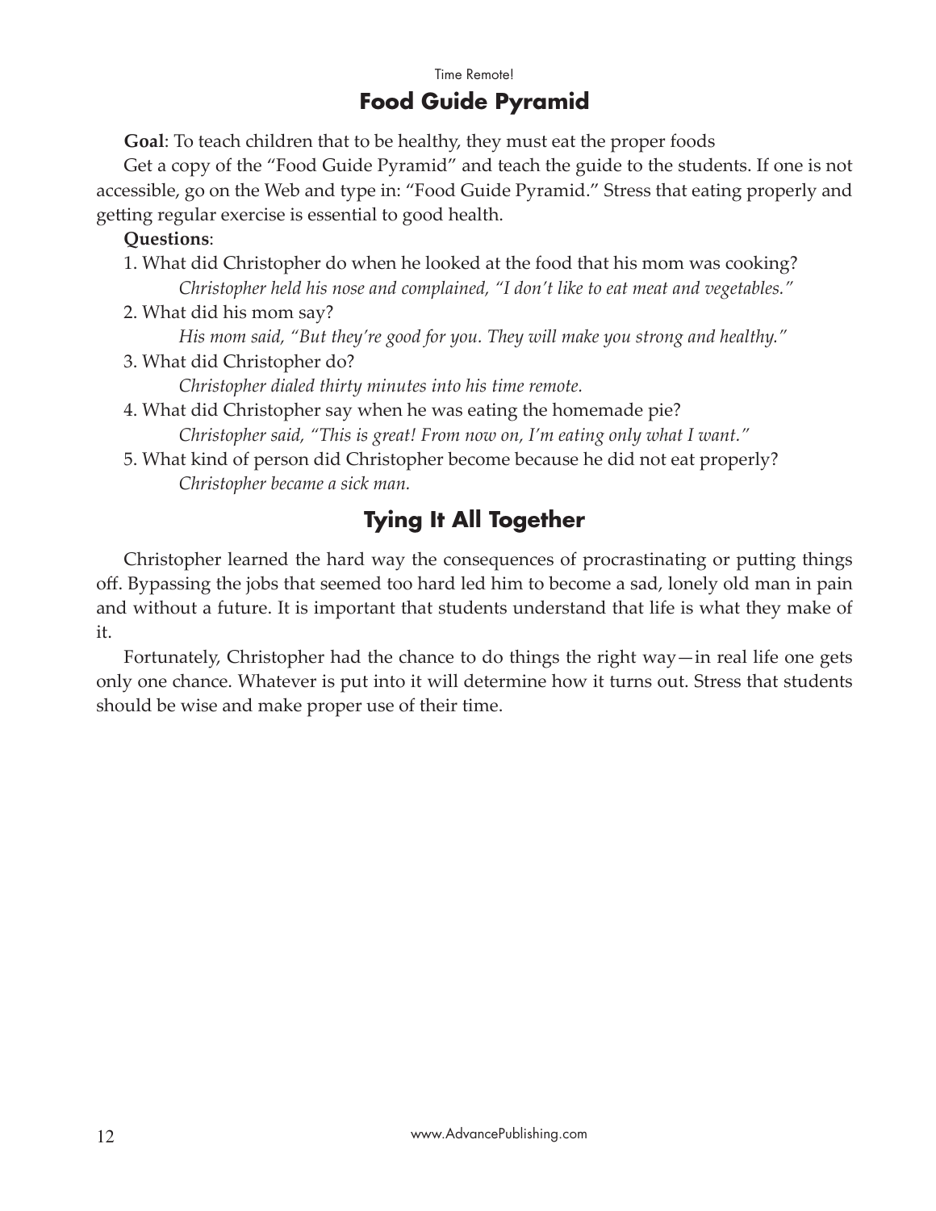## Food Guide Pyramid

**Goal**: To teach children that to be healthy, they must eat the proper foods

Get a copy of the "Food Guide Pyramid" and teach the guide to the students. If one is not accessible, go on the Web and type in: "Food Guide Pyramid." Stress that eating properly and getting regular exercise is essential to good health.

**Questions**:

1. What did Christopher do when he looked at the food that his mom was cooking?
   *Christopher held his nose and complained, "I don't like to eat meat and vegetables."*
2. What did his mom say?
   *His mom said, "But they're good for you. They will make you strong and healthy."*
3. What did Christopher do?
   *Christopher dialed thirty minutes into his time remote.*
4. What did Christopher say when he was eating the homemade pie?
   *Christopher said, "This is great! From now on, I'm eating only what I want."*
5. What kind of person did Christopher become because he did not eat properly?
   *Christopher became a sick man.*

## Tying It All Together

Christopher learned the hard way the consequences of procrastinating or putting things off. Bypassing the jobs that seemed too hard led him to become a sad, lonely old man in pain and without a future. It is important that students understand that life is what they make of it.

Fortunately, Christopher had the chance to do things the right way—in real life one gets only one chance. Whatever is put into it will determine how it turns out. Stress that students should be wise and make proper use of their time.